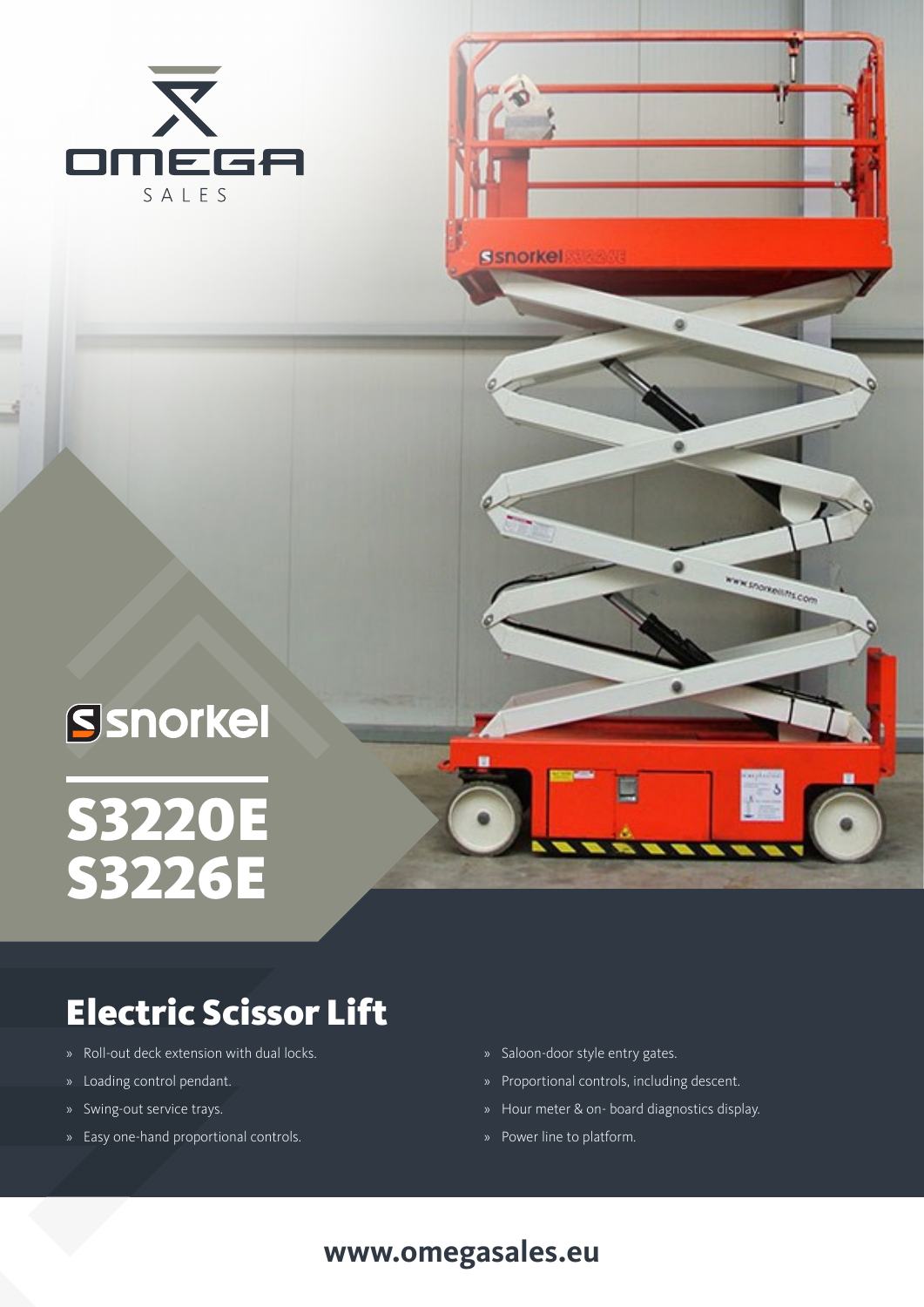OMEGA SALES

snorkel

# S3220E S3226E

## Electric Scissor Lift

- Roll-out deck extension with dual locks.
- Loading control pendant.
- Swing-out service trays.
- Easy one-hand proportional controls.
- Saloon-door style entry gates.
- Proportional controls, including descent.
- Hour meter & on- board diagnostics display.
- Power line to platform.

**www.omegasales.eu**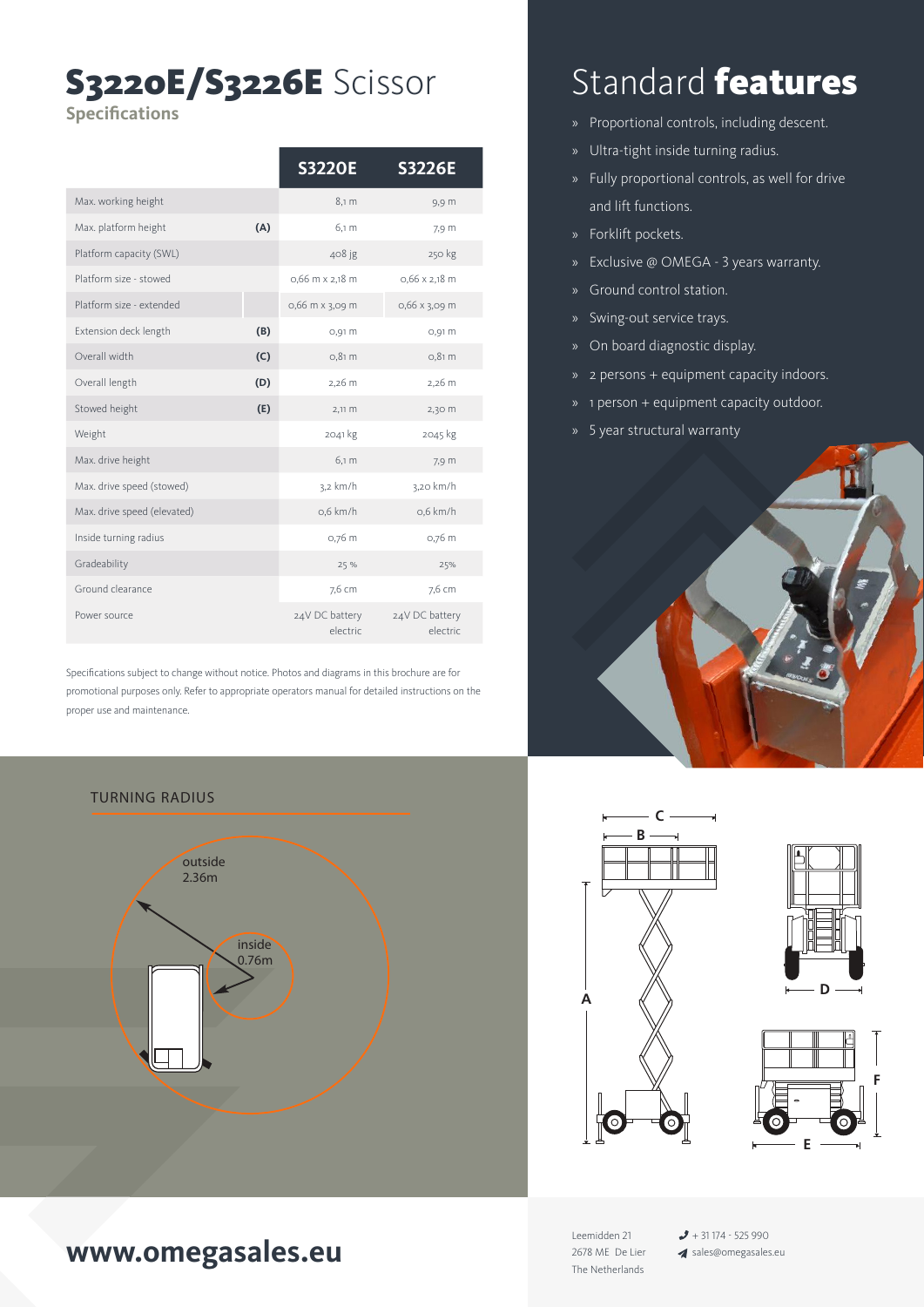# S3220E/S3226E Scissor

**Specifications**

| | | S3220E | S3226E |
|---|---|---|---|
| Max. working height | | 8,1 m | 9,9 m |
| Max. platform height | (A) | 6,1 m | 7,9 m |
| Platform capacity (SWL) | | 408 jg | 250 kg |
| Platform size - stowed | | 0,66 m x 2,18 m | 0,66 x 2,18 m |
| Platform size - extended | | 0,66 m x 3,09 m | 0,66 x 3,09 m |
| Extension deck length | (B) | 0,91 m | 0,91 m |
| Overall width | (C) | 0,81 m | 0,81 m |
| Overall length | (D) | 2,26 m | 2,26 m |
| Stowed height | (E) | 2,11 m | 2,30 m |
| Weight | | 2041 kg | 2045 kg |
| Max. drive height | | 6,1 m | 7,9 m |
| Max. drive speed (stowed) | | 3,2 km/h | 3,20 km/h |
| Max. drive speed (elevated) | | 0,6 km/h | 0,6 km/h |
| Inside turning radius | | 0,76 m | 0,76 m |
| Gradeability | | 25 % | 25% |
| Ground clearance | | 7,6 cm | 7,6 cm |
| Power source | | 24V DC battery electric | 24V DC battery electric |

Specifications subject to change without notice. Photos and diagrams in this brochure are for promotional purposes only. Refer to appropriate operators manual for detailed instructions on the proper use and maintenance.

# Standard **features**

- Proportional controls, including descent.
- Ultra-tight inside turning radius.
- Fully proportional controls, as well for drive and lift functions.
- Forklift pockets.
- Exclusive @ OMEGA - 3 years warranty.
- Ground control station.
- Swing-out service trays.
- On board diagnostic display.
- 2 persons + equipment capacity indoors.
- 1 person + equipment capacity outdoor.
- 5 year structural warranty

TURNING RADIUS

outside
2.36m

inside
0.76m

A
B
C
D
E
F

**www.omegasales.eu**

Leemidden 21
2678 ME De Lier
The Netherlands

+ 31 174 - 525 990
sales@omegasales.eu